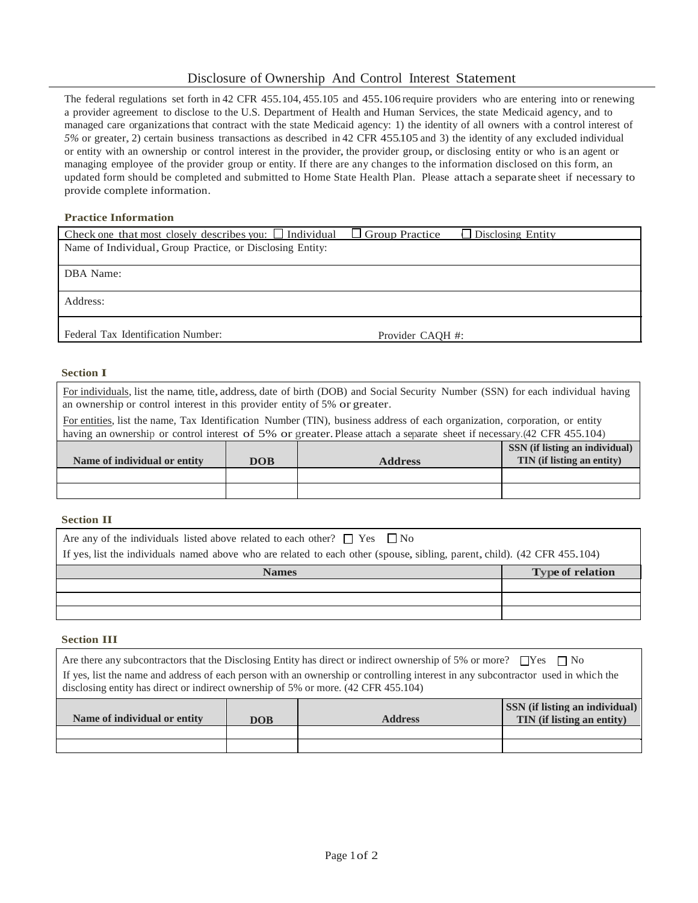# Disclosure of Ownership And Control Interest Statement

The federal regulations set forth in 42 CFR 455.104, 455.105 and 455.106 require providers who are entering into or renewing a provider agreement to disclose to the U.S. Department of Health and Human Services, the state Medicaid agency, and to managed care organizations that contract with the state Medicaid agency: 1) the identity of all owners with a control interest of *5%* or greater, 2) certain business transactions as described in 42 CFR 455.105 and 3) the identity of any excluded individual or entity with an ownership or control interest in the provider, the provider group, or disclosing entity or who is an agent or managing employee of the provider group or entity. If there are any changes to the information disclosed on this form, an updated form should be completed and submitted to Home State Health Plan. Please attach a separate sheet if necessary to provide complete information.

**Practice Information**

| Check one that most closely describes you: ☐ Individual ☐ Group Practice ☐ Disclosing Entity | |
|---|---|
| Name of Individual, Group Practice, or Disclosing Entity: | |
| DBA Name: | |
| Address: | |
| Federal Tax Identification Number: | Provider CAQH #: |

**Section I**

<u>For individuals</u>, list the name, title, address, date of birth (DOB) and Social Security Number (SSN) for each individual having an ownership or control interest in this provider entity of 5% or greater.

<u>For entities</u>, list the name, Tax Identification Number (TIN), business address of each organization, corporation, or entity having an ownership or control interest of 5% or greater. Please attach a separate sheet if necessary.(42 CFR 455.104)

| Name of individual or entity | DOB | Address | SSN (if listing an individual) TIN (if listing an entity) |
|---|---|---|---|
| | | | |
| | | | |

**Section II**

Are any of the individuals listed above related to each other? ☐ Yes ☐ No

If yes, list the individuals named above who are related to each other (spouse, sibling, parent, child). (42 CFR 455.104)

| Names | Type of relation |
|---|---|
| | |
| | |
| | |

**Section III**

Are there any subcontractors that the Disclosing Entity has direct or indirect ownership of 5% or more? ☐ Yes ☐ No

If yes, list the name and address of each person with an ownership or controlling interest in any subcontractor used in which the disclosing entity has direct or indirect ownership of 5% or more. (42 CFR 455.104)

| Name of individual or entity | DOB | Address | SSN (if listing an individual) TIN (if listing an entity) |
|---|---|---|---|
| | | | |
| | | | |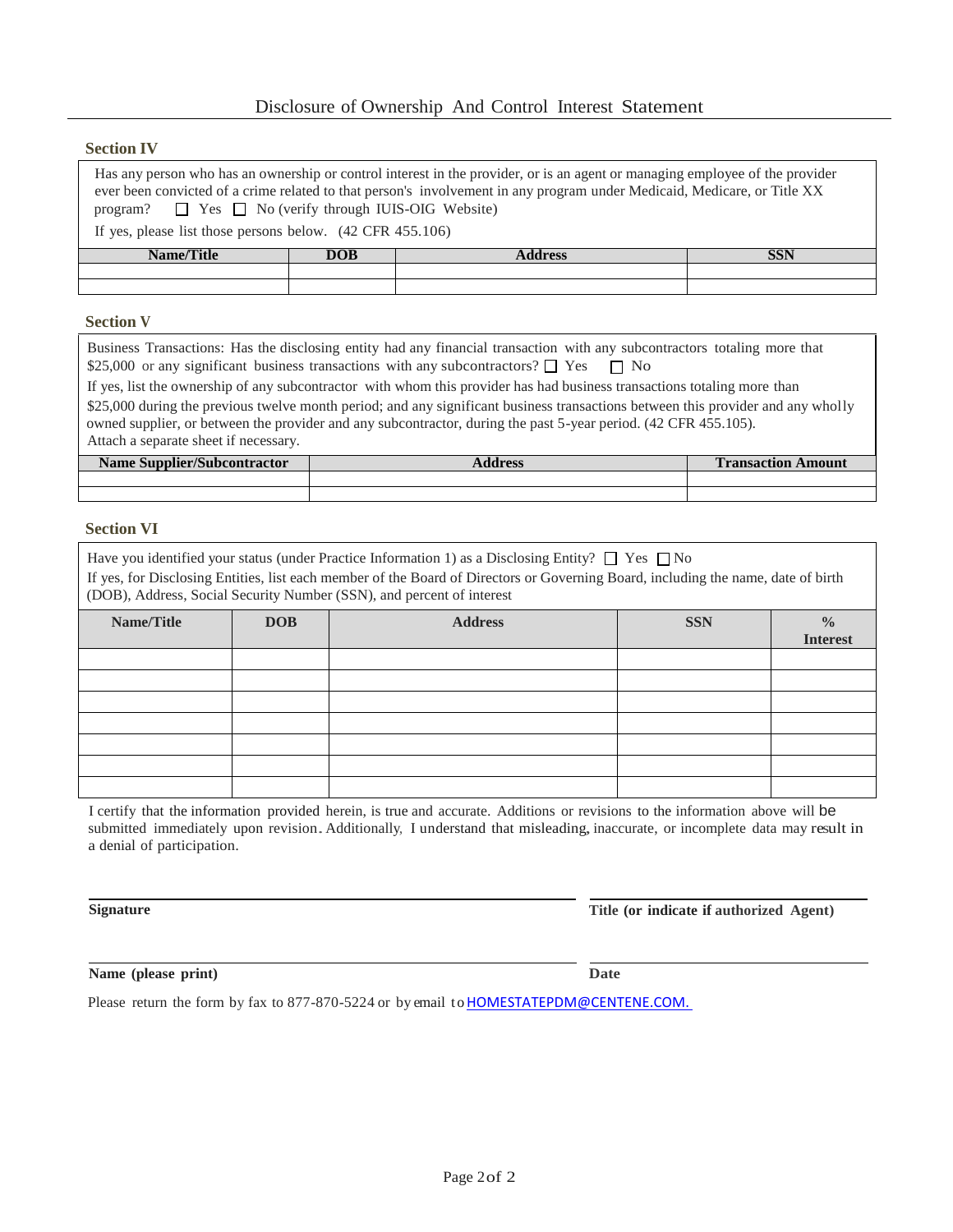# Disclosure of Ownership And Control Interest Statement

### Section IV

Has any person who has an ownership or control interest in the provider, or is an agent or managing employee of the provider ever been convicted of a crime related to that person's involvement in any program under Medicaid, Medicare, or Title XX program? ☐ Yes ☐ No (verify through IUIS-OIG Website)

If yes, please list those persons below. (42 CFR 455.106)

| Name/Title | DOB | Address | SSN |
|---|---|---|---|
| | | | |
| | | | |

### Section V

Business Transactions: Has the disclosing entity had any financial transaction with any subcontractors totaling more that $25,000 or any significant business transactions with any subcontractors? ☐ Yes ☐ No

If yes, list the ownership of any subcontractor with whom this provider has had business transactions totaling more than $25,000 during the previous twelve month period; and any significant business transactions between this provider and any wholly owned supplier, or between the provider and any subcontractor, during the past 5-year period. (42 CFR 455.105).

Attach a separate sheet if necessary.

| Name Supplier/Subcontractor | Address | Transaction Amount |
|---|---|---|
| | | |
| | | |

### Section VI

Have you identified your status (under Practice Information 1) as a Disclosing Entity? ☐ Yes ☐ No

If yes, for Disclosing Entities, list each member of the Board of Directors or Governing Board, including the name, date of birth (DOB), Address, Social Security Number (SSN), and percent of interest

| Name/Title | DOB | Address | SSN | % Interest |
|---|---|---|---|---|
| | | | | |
| | | | | |
| | | | | |
| | | | | |
| | | | | |
| | | | | |
| | | | | |

I certify that the information provided herein, is true and accurate. Additions or revisions to the information above will be submitted immediately upon revision. Additionally, I understand that misleading, inaccurate, or incomplete data may result in a denial of participation.

**Signature** ______________________ **Title (or indicate if authorized Agent)** ______________________

**Name (please print)** ______________________ **Date** ______________________

Please return the form by fax to 877-870-5224 or by email to HOMESTATEPDM@CENTENE.COM.